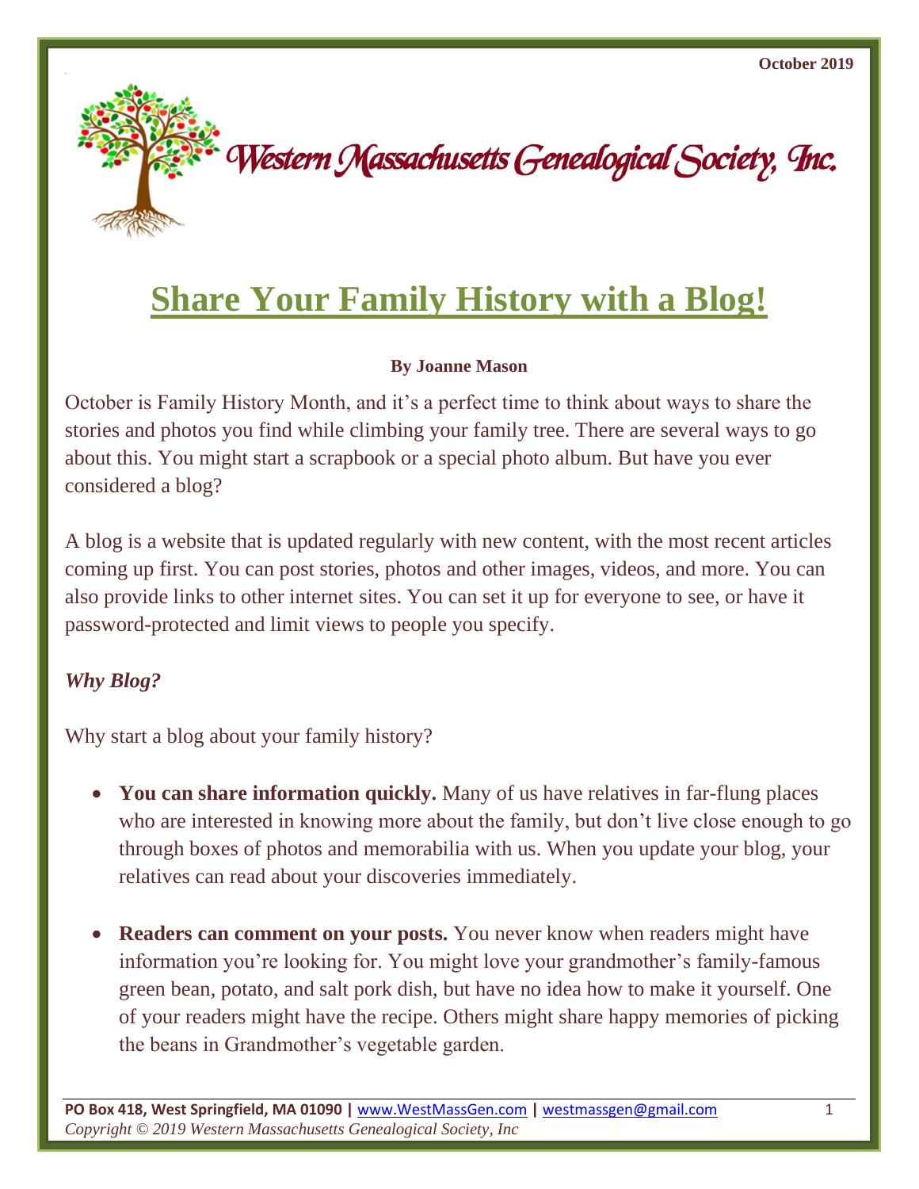October 2019

Western Massachusetts Genealogical Society, Inc.

# Share Your Family History with a Blog!

**By Joanne Mason**

October is Family History Month, and it's a perfect time to think about ways to share the stories and photos you find while climbing your family tree. There are several ways to go about this. You might start a scrapbook or a special photo album. But have you ever considered a blog?

A blog is a website that is updated regularly with new content, with the most recent articles coming up first. You can post stories, photos and other images, videos, and more. You can also provide links to other internet sites. You can set it up for everyone to see, or have it password-protected and limit views to people you specify.

### *Why Blog?*

Why start a blog about your family history?

- **You can share information quickly.** Many of us have relatives in far-flung places who are interested in knowing more about the family, but don't live close enough to go through boxes of photos and memorabilia with us. When you update your blog, your relatives can read about your discoveries immediately.

- **Readers can comment on your posts.** You never know when readers might have information you're looking for. You might love your grandmother's family-famous green bean, potato, and salt pork dish, but have no idea how to make it yourself. One of your readers might have the recipe. Others might share happy memories of picking the beans in Grandmother's vegetable garden.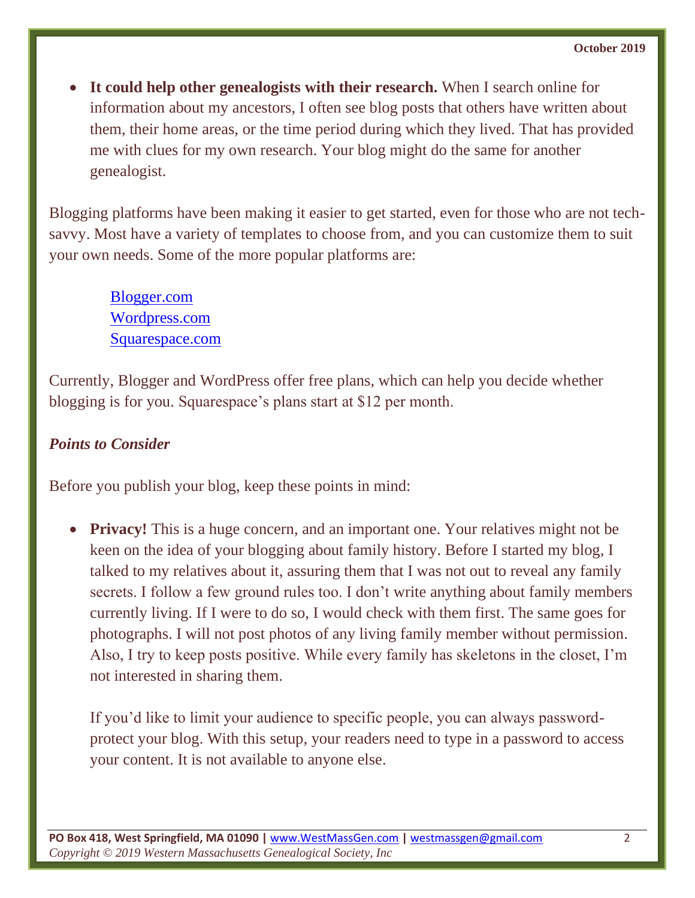- **It could help other genealogists with their research.** When I search online for information about my ancestors, I often see blog posts that others have written about them, their home areas, or the time period during which they lived. That has provided me with clues for my own research. Your blog might do the same for another genealogist.

Blogging platforms have been making it easier to get started, even for those who are not tech-savvy. Most have a variety of templates to choose from, and you can customize them to suit your own needs. Some of the more popular platforms are:

Blogger.com
Wordpress.com
Squarespace.com

Currently, Blogger and WordPress offer free plans, which can help you decide whether blogging is for you. Squarespace's plans start at $12 per month.

***Points to Consider***

Before you publish your blog, keep these points in mind:

- **Privacy!** This is a huge concern, and an important one. Your relatives might not be keen on the idea of your blogging about family history. Before I started my blog, I talked to my relatives about it, assuring them that I was not out to reveal any family secrets. I follow a few ground rules too. I don't write anything about family members currently living. If I were to do so, I would check with them first. The same goes for photographs. I will not post photos of any living family member without permission. Also, I try to keep posts positive. While every family has skeletons in the closet, I'm not interested in sharing them.

  If you'd like to limit your audience to specific people, you can always password-protect your blog. With this setup, your readers need to type in a password to access your content. It is not available to anyone else.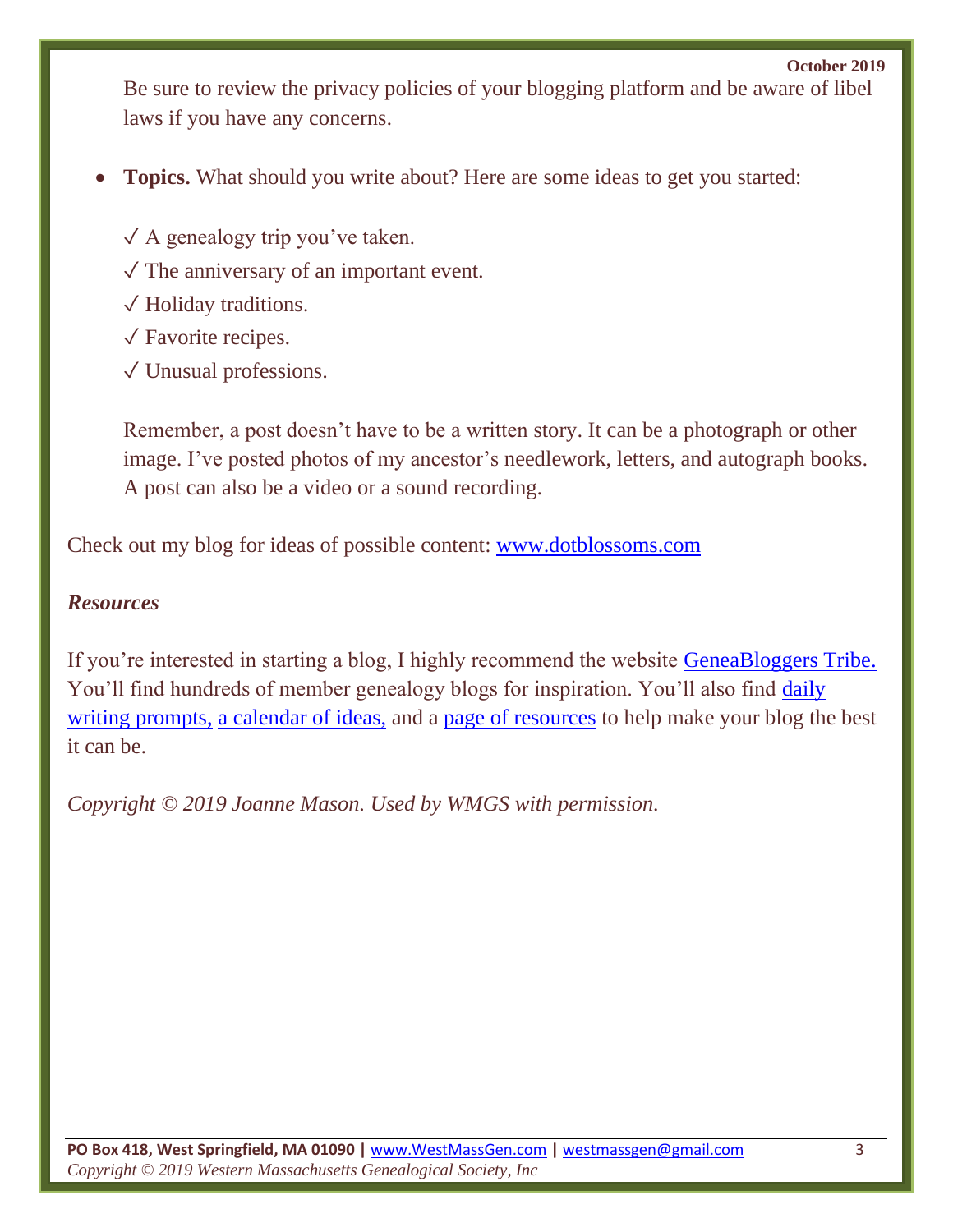Be sure to review the privacy policies of your blogging platform and be aware of libel laws if you have any concerns.

- **Topics.** What should you write about? Here are some ideas to get you started:

  ✓ A genealogy trip you've taken.
  ✓ The anniversary of an important event.
  ✓ Holiday traditions.
  ✓ Favorite recipes.
  ✓ Unusual professions.

  Remember, a post doesn't have to be a written story. It can be a photograph or other image. I've posted photos of my ancestor's needlework, letters, and autograph books. A post can also be a video or a sound recording.

Check out my blog for ideas of possible content: www.dotblossoms.com

***Resources***

If you're interested in starting a blog, I highly recommend the website GeneaBloggers Tribe. You'll find hundreds of member genealogy blogs for inspiration. You'll also find daily writing prompts, a calendar of ideas, and a page of resources to help make your blog the best it can be.

*Copyright © 2019 Joanne Mason. Used by WMGS with permission.*